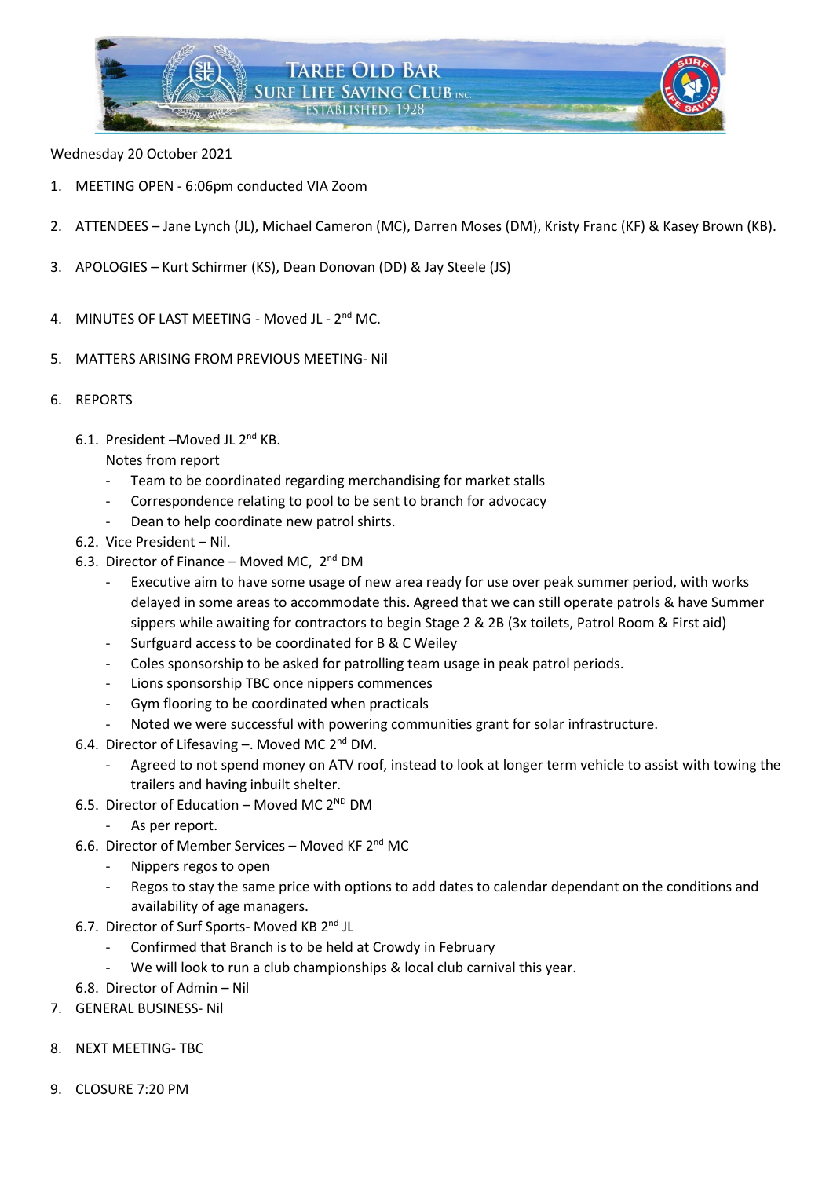Wednesday 20 October 2021

1. MEETING OPEN - 6:06pm conducted VIA Zoom

2. ATTENDEES – Jane Lynch (JL), Michael Cameron (MC), Darren Moses (DM), Kristy Franc (KF) & Kasey Brown (KB).

3. APOLOGIES – Kurt Schirmer (KS), Dean Donovan (DD) & Jay Steele (JS)

4. MINUTES OF LAST MEETING - Moved JL - 2nd MC.

5. MATTERS ARISING FROM PREVIOUS MEETING- Nil

6. REPORTS

   6.1. President –Moved JL 2nd KB.
   Notes from report
   - Team to be coordinated regarding merchandising for market stalls
   - Correspondence relating to pool to be sent to branch for advocacy
   - Dean to help coordinate new patrol shirts.

   6.2. Vice President – Nil.

   6.3. Director of Finance – Moved MC, 2nd DM
   - Executive aim to have some usage of new area ready for use over peak summer period, with works delayed in some areas to accommodate this. Agreed that we can still operate patrols & have Summer sippers while awaiting for contractors to begin Stage 2 & 2B (3x toilets, Patrol Room & First aid)
   - Surfguard access to be coordinated for B & C Weiley
   - Coles sponsorship to be asked for patrolling team usage in peak patrol periods.
   - Lions sponsorship TBC once nippers commences
   - Gym flooring to be coordinated when practicals
   - Noted we were successful with powering communities grant for solar infrastructure.

   6.4. Director of Lifesaving –. Moved MC 2nd DM.
   - Agreed to not spend money on ATV roof, instead to look at longer term vehicle to assist with towing the trailers and having inbuilt shelter.

   6.5. Director of Education – Moved MC 2ND DM
   - As per report.

   6.6. Director of Member Services – Moved KF 2nd MC
   - Nippers regos to open
   - Regos to stay the same price with options to add dates to calendar dependant on the conditions and availability of age managers.

   6.7. Director of Surf Sports- Moved KB 2nd JL
   - Confirmed that Branch is to be held at Crowdy in February
   - We will look to run a club championships & local club carnival this year.

   6.8. Director of Admin – Nil

7. GENERAL BUSINESS- Nil

8. NEXT MEETING- TBC

9. CLOSURE 7:20 PM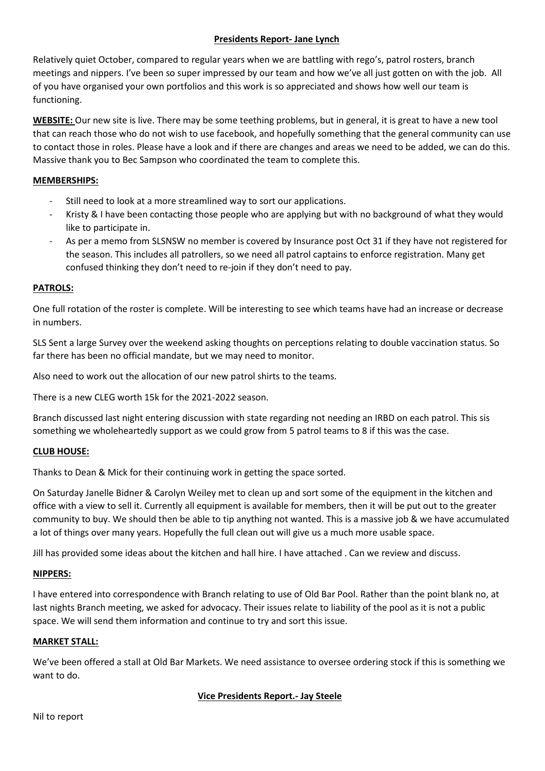## **Presidents Report- Jane Lynch**

Relatively quiet October, compared to regular years when we are battling with rego's, patrol rosters, branch meetings and nippers. I've been so super impressed by our team and how we've all just gotten on with the job. All of you have organised your own portfolios and this work is so appreciated and shows how well our team is functioning.

**WEBSITE:** Our new site is live. There may be some teething problems, but in general, it is great to have a new tool that can reach those who do not wish to use facebook, and hopefully something that the general community can use to contact those in roles. Please have a look and if there are changes and areas we need to be added, we can do this. Massive thank you to Bec Sampson who coordinated the team to complete this.

### **MEMBERSHIPS:**

- Still need to look at a more streamlined way to sort our applications.
- Kristy & I have been contacting those people who are applying but with no background of what they would like to participate in.
- As per a memo from SLSNSW no member is covered by Insurance post Oct 31 if they have not registered for the season. This includes all patrollers, so we need all patrol captains to enforce registration. Many get confused thinking they don't need to re-join if they don't need to pay.

### **PATROLS:**

One full rotation of the roster is complete. Will be interesting to see which teams have had an increase or decrease in numbers.

SLS Sent a large Survey over the weekend asking thoughts on perceptions relating to double vaccination status. So far there has been no official mandate, but we may need to monitor.

Also need to work out the allocation of our new patrol shirts to the teams.

There is a new CLEG worth 15k for the 2021-2022 season.

Branch discussed last night entering discussion with state regarding not needing an IRBD on each patrol. This sis something we wholeheartedly support as we could grow from 5 patrol teams to 8 if this was the case.

### **CLUB HOUSE:**

Thanks to Dean & Mick for their continuing work in getting the space sorted.

On Saturday Janelle Bidner & Carolyn Weiley met to clean up and sort some of the equipment in the kitchen and office with a view to sell it. Currently all equipment is available for members, then it will be put out to the greater community to buy. We should then be able to tip anything not wanted. This is a massive job & we have accumulated a lot of things over many years. Hopefully the full clean out will give us a much more usable space.

Jill has provided some ideas about the kitchen and hall hire. I have attached . Can we review and discuss.

### **NIPPERS:**

I have entered into correspondence with Branch relating to use of Old Bar Pool. Rather than the point blank no, at last nights Branch meeting, we asked for advocacy. Their issues relate to liability of the pool as it is not a public space. We will send them information and continue to try and sort this issue.

### **MARKET STALL:**

We've been offered a stall at Old Bar Markets. We need assistance to oversee ordering stock if this is something we want to do.

## **Vice Presidents Report.- Jay Steele**

Nil to report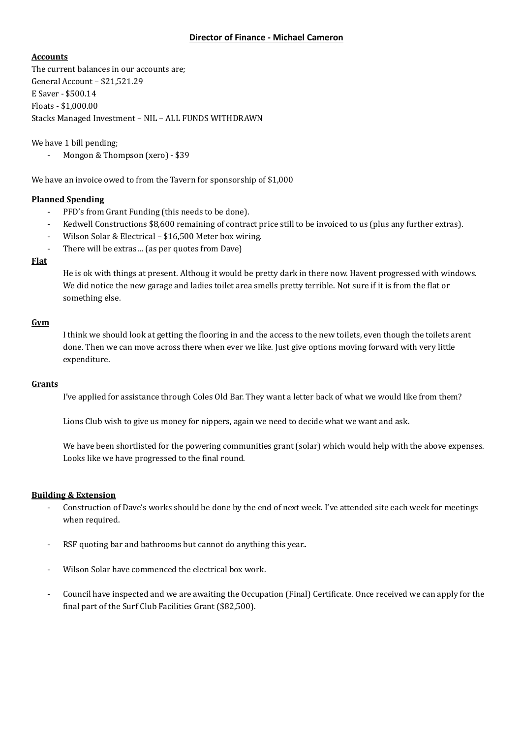## Director of Finance - Michael Cameron

**Accounts**

The current balances in our accounts are;
General Account – $21,521.29
E Saver - $500.14
Floats - $1,000.00
Stacks Managed Investment – NIL – ALL FUNDS WITHDRAWN

We have 1 bill pending;

- Mongon & Thompson (xero) - $39

We have an invoice owed to from the Tavern for sponsorship of $1,000

**Planned Spending**

- PFD's from Grant Funding (this needs to be done).
- Kedwell Constructions $8,600 remaining of contract price still to be invoiced to us (plus any further extras).
- Wilson Solar & Electrical – $16,500 Meter box wiring.
- There will be extras… (as per quotes from Dave)

**Flat**

He is ok with things at present. Althoug it would be pretty dark in there now. Havent progressed with windows. We did notice the new garage and ladies toilet area smells pretty terrible. Not sure if it is from the flat or something else.

**Gym**

I think we should look at getting the flooring in and the access to the new toilets, even though the toilets arent done. Then we can move across there when ever we like. Just give options moving forward with very little expenditure.

**Grants**

I've applied for assistance through Coles Old Bar. They want a letter back of what we would like from them?

Lions Club wish to give us money for nippers, again we need to decide what we want and ask.

We have been shortlisted for the powering communities grant (solar) which would help with the above expenses. Looks like we have progressed to the final round.

**Building & Extension**

- Construction of Dave's works should be done by the end of next week. I've attended site each week for meetings when required.

- RSF quoting bar and bathrooms but cannot do anything this year..

- Wilson Solar have commenced the electrical box work.

- Council have inspected and we are awaiting the Occupation (Final) Certificate. Once received we can apply for the final part of the Surf Club Facilities Grant ($82,500).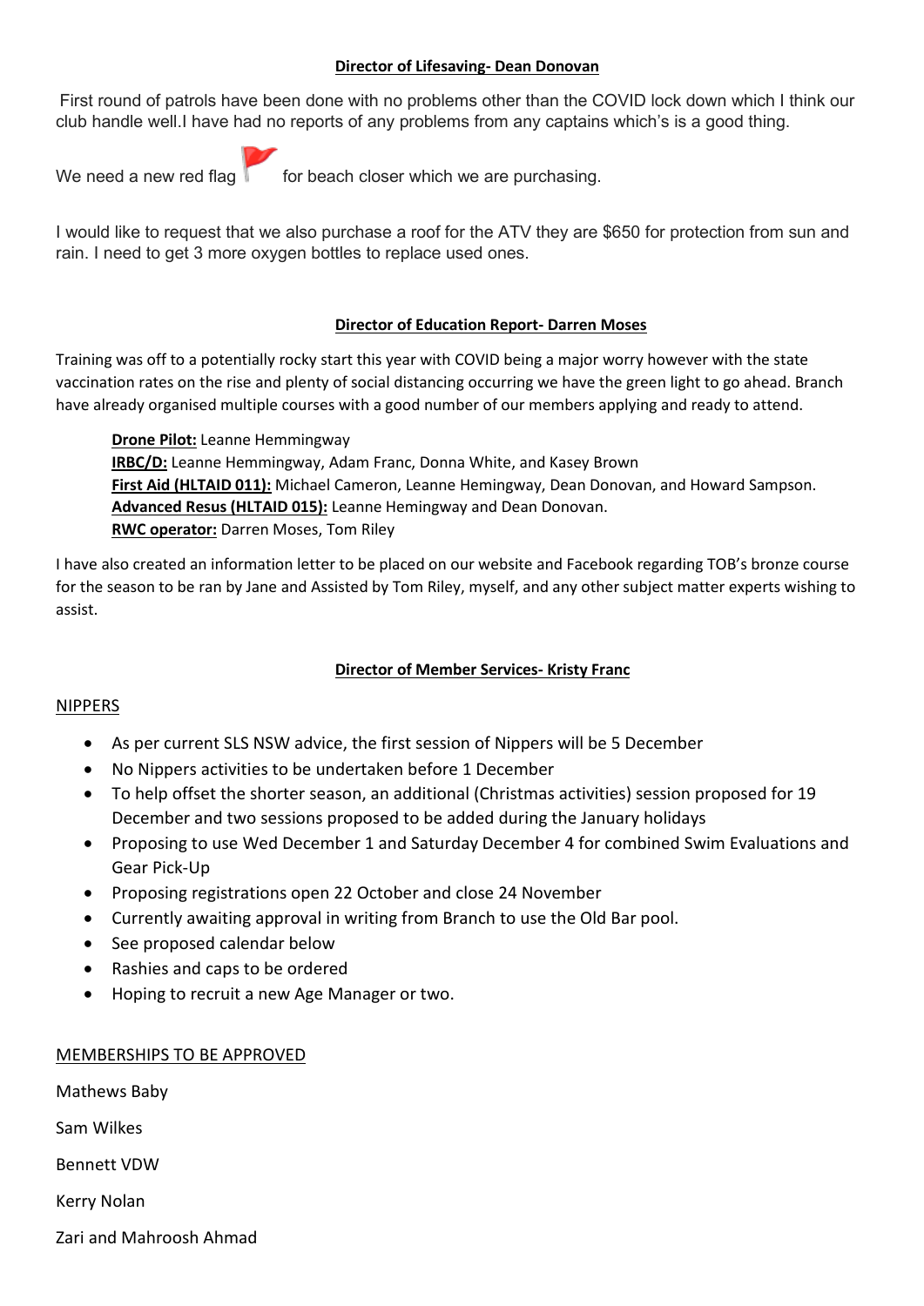## Director of Lifesaving- Dean Donovan

First round of patrols have been done with no problems other than the COVID lock down which I think our club handle well.I have had no reports of any problems from any captains which's is a good thing.

We need a new red flag for beach closer which we are purchasing.

I would like to request that we also purchase a roof for the ATV they are $650 for protection from sun and rain. I need to get 3 more oxygen bottles to replace used ones.

## Director of Education Report- Darren Moses

Training was off to a potentially rocky start this year with COVID being a major worry however with the state vaccination rates on the rise and plenty of social distancing occurring we have the green light to go ahead. Branch have already organised multiple courses with a good number of our members applying and ready to attend.

**Drone Pilot:** Leanne Hemmingway
**IRBC/D:** Leanne Hemmingway, Adam Franc, Donna White, and Kasey Brown
**First Aid (HLTAID 011):** Michael Cameron, Leanne Hemingway, Dean Donovan, and Howard Sampson.
**Advanced Resus (HLTAID 015):** Leanne Hemingway and Dean Donovan.
**RWC operator:** Darren Moses, Tom Riley

I have also created an information letter to be placed on our website and Facebook regarding TOB's bronze course for the season to be ran by Jane and Assisted by Tom Riley, myself, and any other subject matter experts wishing to assist.

## Director of Member Services- Kristy Franc

NIPPERS

- As per current SLS NSW advice, the first session of Nippers will be 5 December
- No Nippers activities to be undertaken before 1 December
- To help offset the shorter season, an additional (Christmas activities) session proposed for 19 December and two sessions proposed to be added during the January holidays
- Proposing to use Wed December 1 and Saturday December 4 for combined Swim Evaluations and Gear Pick-Up
- Proposing registrations open 22 October and close 24 November
- Currently awaiting approval in writing from Branch to use the Old Bar pool.
- See proposed calendar below
- Rashies and caps to be ordered
- Hoping to recruit a new Age Manager or two.

MEMBERSHIPS TO BE APPROVED

Mathews Baby

Sam Wilkes

Bennett VDW

Kerry Nolan

Zari and Mahroosh Ahmad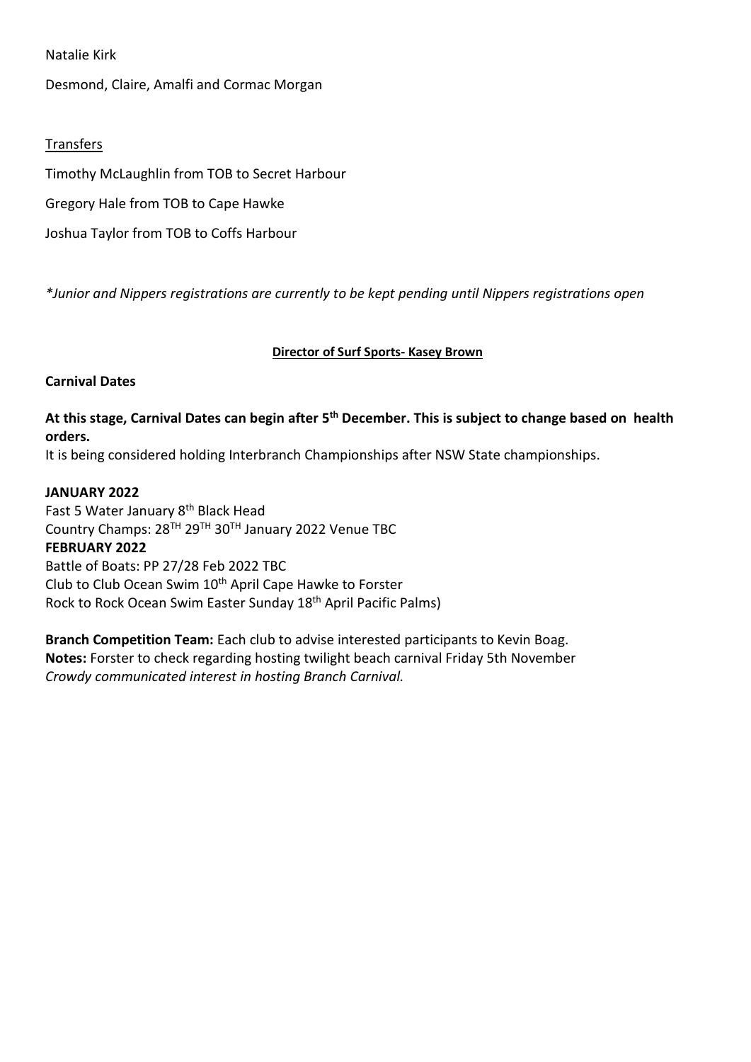Natalie Kirk

Desmond, Claire, Amalfi and Cormac Morgan

Transfers

Timothy McLaughlin from TOB to Secret Harbour

Gregory Hale from TOB to Cape Hawke

Joshua Taylor from TOB to Coffs Harbour

*\*Junior and Nippers registrations are currently to be kept pending until Nippers registrations open*

**Director of Surf Sports- Kasey Brown**

**Carnival Dates**

**At this stage, Carnival Dates can begin after 5th December. This is subject to change based on health orders.**

It is being considered holding Interbranch Championships after NSW State championships.

**JANUARY 2022**

Fast 5 Water January 8th Black Head

Country Champs: 28TH 29TH 30TH January 2022 Venue TBC

**FEBRUARY 2022**

Battle of Boats: PP 27/28 Feb 2022 TBC

Club to Club Ocean Swim 10th April Cape Hawke to Forster

Rock to Rock Ocean Swim Easter Sunday 18th April Pacific Palms)

**Branch Competition Team:** Each club to advise interested participants to Kevin Boag.

**Notes:** Forster to check regarding hosting twilight beach carnival Friday 5th November

*Crowdy communicated interest in hosting Branch Carnival.*